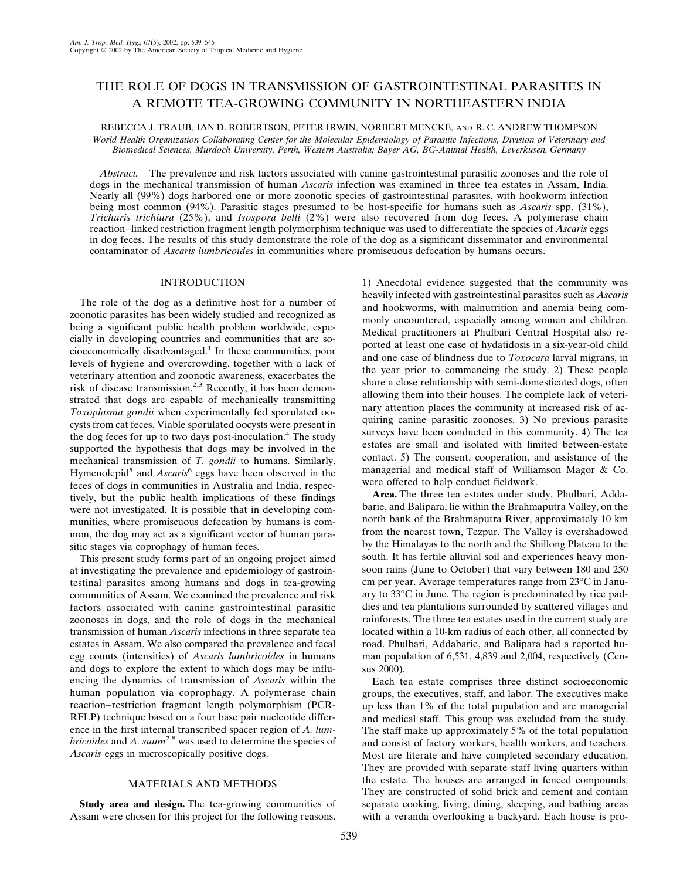# THE ROLE OF DOGS IN TRANSMISSION OF GASTROINTESTINAL PARASITES IN A REMOTE TEA-GROWING COMMUNITY IN NORTHEASTERN INDIA

REBECCA J. TRAUB, IAN D. ROBERTSON, PETER IRWIN, NORBERT MENCKE, AND R. C. ANDREW THOMPSON

*World Health Organization Collaborating Center for the Molecular Epidemiology of Parasitic Infections, Division of Veterinary and Biomedical Sciences, Murdoch University, Perth, Western Australia; Bayer AG, BG-Animal Health, Leverkusen, Germany*

*Abstract.* The prevalence and risk factors associated with canine gastrointestinal parasitic zoonoses and the role of dogs in the mechanical transmission of human *Ascaris* infection was examined in three tea estates in Assam, India. Nearly all (99%) dogs harbored one or more zoonotic species of gastrointestinal parasites, with hookworm infection being most common (94%). Parasitic stages presumed to be host-specific for humans such as *Ascaris* spp. (31%), *Trichuris trichiura* (25%), and *Isospora belli* (2%) were also recovered from dog feces. A polymerase chain reaction–linked restriction fragment length polymorphism technique was used to differentiate the species of *Ascaris* eggs in dog feces. The results of this study demonstrate the role of the dog as a significant disseminator and environmental contaminator of *Ascaris lumbricoides* in communities where promiscuous defecation by humans occurs.

## INTRODUCTION

The role of the dog as a definitive host for a number of zoonotic parasites has been widely studied and recognized as being a significant public health problem worldwide, especially in developing countries and communities that are socioeconomically disadvantaged.[1] In these communities, poor levels of hygiene and overcrowding, together with a lack of veterinary attention and zoonotic awareness, exacerbates the risk of disease transmission.[2,3] Recently, it has been demonstrated that dogs are capable of mechanically transmitting *Toxoplasma gondii* when experimentally fed sporulated oocysts from cat feces. Viable sporulated oocysts were present in the dog feces for up to two days post-inoculation.[4] The study supported the hypothesis that dogs may be involved in the mechanical transmission of *T. gondii* to humans. Similarly, Hymenolepid[5] and *Ascaris*[6] eggs have been observed in the feces of dogs in communities in Australia and India, respectively, but the public health implications of these findings were not investigated. It is possible that in developing communities, where promiscuous defecation by humans is common, the dog may act as a significant vector of human parasitic stages via coprophagy of human feces.

This present study forms part of an ongoing project aimed at investigating the prevalence and epidemiology of gastrointestinal parasites among humans and dogs in tea-growing communities of Assam. We examined the prevalence and risk factors associated with canine gastrointestinal parasitic zoonoses in dogs, and the role of dogs in the mechanical transmission of human *Ascaris* infections in three separate tea estates in Assam. We also compared the prevalence and fecal egg counts (intensities) of *Ascaris lumbricoides* in humans and dogs to explore the extent to which dogs may be influencing the dynamics of transmission of *Ascaris* within the human population via coprophagy. A polymerase chain reaction–restriction fragment length polymorphism (PCR-RFLP) technique based on a four base pair nucleotide difference in the first internal transcribed spacer region of *A. lumbricoides* and *A. suum*[7,8] was used to determine the species of *Ascaris* eggs in microscopically positive dogs.

## MATERIALS AND METHODS

**Study area and design.** The tea-growing communities of Assam were chosen for this project for the following reasons. 1) Anecdotal evidence suggested that the community was heavily infected with gastrointestinal parasites such as *Ascaris* and hookworms, with malnutrition and anemia being commonly encountered, especially among women and children. Medical practitioners at Phulbari Central Hospital also reported at least one case of hydatidosis in a six-year-old child and one case of blindness due to *Toxocara* larval migrans, in the year prior to commencing the study. 2) These people share a close relationship with semi-domesticated dogs, often allowing them into their houses. The complete lack of veterinary attention places the community at increased risk of acquiring canine parasitic zoonoses. 3) No previous parasite surveys have been conducted in this community. 4) The tea estates are small and isolated with limited between-estate contact. 5) The consent, cooperation, and assistance of the managerial and medical staff of Williamson Magor & Co. were offered to help conduct fieldwork.

**Area.** The three tea estates under study, Phulbari, Addabarie, and Balipara, lie within the Brahmaputra Valley, on the north bank of the Brahmaputra River, approximately 10 km from the nearest town, Tezpur. The Valley is overshadowed by the Himalayas to the north and the Shillong Plateau to the south. It has fertile alluvial soil and experiences heavy monsoon rains (June to October) that vary between 180 and 250 cm per year. Average temperatures range from 23°C in January to 33°C in June. The region is predominated by rice paddies and tea plantations surrounded by scattered villages and rainforests. The three tea estates used in the current study are located within a 10-km radius of each other, all connected by road. Phulbari, Addabarie, and Balipara had a reported human population of 6,531, 4,839 and 2,004, respectively (Census 2000).

Each tea estate comprises three distinct socioeconomic groups, the executives, staff, and labor. The executives make up less than 1% of the total population and are managerial and medical staff. This group was excluded from the study. The staff make up approximately 5% of the total population and consist of factory workers, health workers, and teachers. Most are literate and have completed secondary education. They are provided with separate staff living quarters within the estate. The houses are arranged in fenced compounds. They are constructed of solid brick and cement and contain separate cooking, living, dining, sleeping, and bathing areas with a veranda overlooking a backyard. Each house is pro-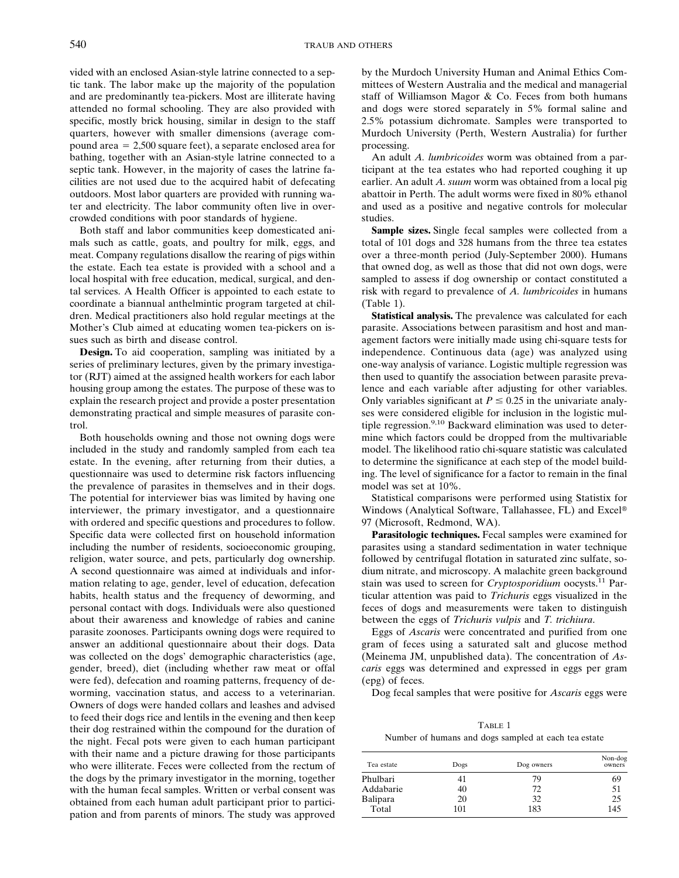vided with an enclosed Asian-style latrine connected to a septic tank. The labor make up the majority of the population and are predominantly tea-pickers. Most are illiterate having attended no formal schooling. They are also provided with specific, mostly brick housing, similar in design to the staff quarters, however with smaller dimensions (average compound area = 2,500 square feet), a separate enclosed area for bathing, together with an Asian-style latrine connected to a septic tank. However, in the majority of cases the latrine facilities are not used due to the acquired habit of defecating outdoors. Most labor quarters are provided with running water and electricity. The labor community often live in overcrowded conditions with poor standards of hygiene.

Both staff and labor communities keep domesticated animals such as cattle, goats, and poultry for milk, eggs, and meat. Company regulations disallow the rearing of pigs within the estate. Each tea estate is provided with a school and a local hospital with free education, medical, surgical, and dental services. A Health Officer is appointed to each estate to coordinate a biannual anthelmintic program targeted at children. Medical practitioners also hold regular meetings at the Mother's Club aimed at educating women tea-pickers on issues such as birth and disease control.

**Design.** To aid cooperation, sampling was initiated by a series of preliminary lectures, given by the primary investigator (RJT) aimed at the assigned health workers for each labor housing group among the estates. The purpose of these was to explain the research project and provide a poster presentation demonstrating practical and simple measures of parasite control.

Both households owning and those not owning dogs were included in the study and randomly sampled from each tea estate. In the evening, after returning from their duties, a questionnaire was used to determine risk factors influencing the prevalence of parasites in themselves and in their dogs. The potential for interviewer bias was limited by having one interviewer, the primary investigator, and a questionnaire with ordered and specific questions and procedures to follow. Specific data were collected first on household information including the number of residents, socioeconomic grouping, religion, water source, and pets, particularly dog ownership. A second questionnaire was aimed at individuals and information relating to age, gender, level of education, defecation habits, health status and the frequency of deworming, and personal contact with dogs. Individuals were also questioned about their awareness and knowledge of rabies and canine parasite zoonoses. Participants owning dogs were required to answer an additional questionnaire about their dogs. Data was collected on the dogs' demographic characteristics (age, gender, breed), diet (including whether raw meat or offal were fed), defecation and roaming patterns, frequency of deworming, vaccination status, and access to a veterinarian. Owners of dogs were handed collars and leashes and advised to feed their dogs rice and lentils in the evening and then keep their dog restrained within the compound for the duration of the night. Fecal pots were given to each human participant with their name and a picture drawing for those participants who were illiterate. Feces were collected from the rectum of the dogs by the primary investigator in the morning, together with the human fecal samples. Written or verbal consent was obtained from each human adult participant prior to participation and from parents of minors. The study was approved by the Murdoch University Human and Animal Ethics Committees of Western Australia and the medical and managerial staff of Williamson Magor & Co. Feces from both humans and dogs were stored separately in 5% formal saline and 2.5% potassium dichromate. Samples were transported to Murdoch University (Perth, Western Australia) for further processing.

An adult *A. lumbricoides* worm was obtained from a participant at the tea estates who had reported coughing it up earlier. An adult *A. suum* worm was obtained from a local pig abattoir in Perth. The adult worms were fixed in 80% ethanol and used as a positive and negative controls for molecular studies.

**Sample sizes.** Single fecal samples were collected from a total of 101 dogs and 328 humans from the three tea estates over a three-month period (July-September 2000). Humans that owned dog, as well as those that did not own dogs, were sampled to assess if dog ownership or contact constituted a risk with regard to prevalence of *A. lumbricoides* in humans (Table 1).

**Statistical analysis.** The prevalence was calculated for each parasite. Associations between parasitism and host and management factors were initially made using chi-square tests for independence. Continuous data (age) was analyzed using one-way analysis of variance. Logistic multiple regression was then used to quantify the association between parasite prevalence and each variable after adjusting for other variables. Only variables significant at $P \leq 0.25$ in the univariate analyses were considered eligible for inclusion in the logistic multiple regression.[9,10] Backward elimination was used to determine which factors could be dropped from the multivariable model. The likelihood ratio chi-square statistic was calculated to determine the significance at each step of the model building. The level of significance for a factor to remain in the final model was set at 10%.

Statistical comparisons were performed using Statistix for Windows (Analytical Software, Tallahassee, FL) and Excel® 97 (Microsoft, Redmond, WA).

**Parasitologic techniques.** Fecal samples were examined for parasites using a standard sedimentation in water technique followed by centrifugal flotation in saturated zinc sulfate, sodium nitrate, and microscopy. A malachite green background stain was used to screen for *Cryptosporidium* oocysts.[11] Particular attention was paid to *Trichuris* eggs visualized in the feces of dogs and measurements were taken to distinguish between the eggs of *Trichuris vulpis* and *T. trichiura*.

Eggs of *Ascaris* were concentrated and purified from one gram of feces using a saturated salt and glucose method (Meinema JM, unpublished data). The concentration of *Ascaris* eggs was determined and expressed in eggs per gram (epg) of feces.

Dog fecal samples that were positive for *Ascaris* eggs were

Table 1
Number of humans and dogs sampled at each tea estate

| Tea estate | Dogs | Dog owners | Non-dog owners |
|---|---|---|---|
| Phulbari | 41 | 79 | 69 |
| Addabarie | 40 | 72 | 51 |
| Balipara | 20 | 32 | 25 |
| Total | 101 | 183 | 145 |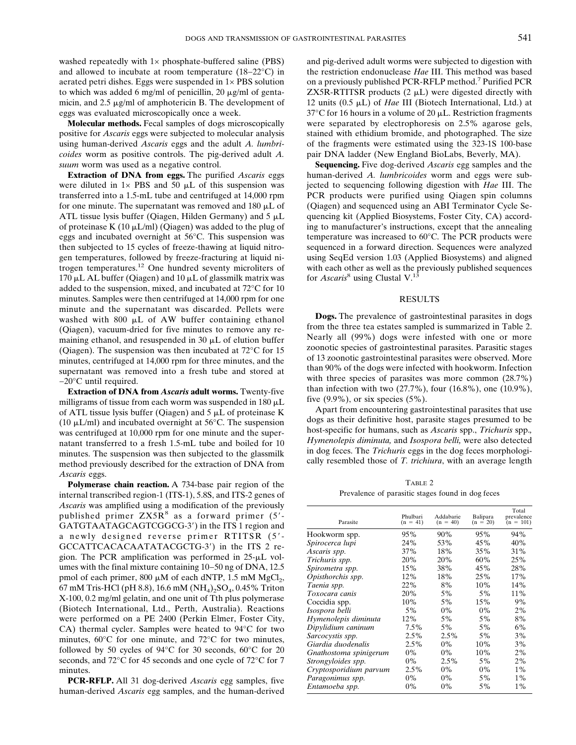washed repeatedly with 1× phosphate-buffered saline (PBS) and allowed to incubate at room temperature (18–22°C) in aerated petri dishes. Eggs were suspended in 1× PBS solution to which was added 6 mg/ml of penicillin, 20 μg/ml of gentamicin, and 2.5 μg/ml of amphotericin B. The development of eggs was evaluated microscopically once a week.

**Molecular methods.** Fecal samples of dogs microscopically positive for *Ascaris* eggs were subjected to molecular analysis using human-derived *Ascaris* eggs and the adult *A. lumbricoides* worm as positive controls. The pig-derived adult *A. suum* worm was used as a negative control.

**Extraction of DNA from eggs.** The purified *Ascaris* eggs were diluted in 1× PBS and 50 μL of this suspension was transferred into a 1.5-mL tube and centrifuged at 14,000 rpm for one minute. The supernatant was removed and 180 μL of ATL tissue lysis buffer (Qiagen, Hilden Germany) and 5 μL of proteinase K (10 μL/ml) (Qiagen) was added to the plug of eggs and incubated overnight at 56°C. This suspension was then subjected to 15 cycles of freeze-thawing at liquid nitrogen temperatures, followed by freeze-fracturing at liquid nitrogen temperatures.[12] One hundred seventy microliters of 170 μL AL buffer (Qiagen) and 10 μL of glassmilk matrix was added to the suspension, mixed, and incubated at 72°C for 10 minutes. Samples were then centrifuged at 14,000 rpm for one minute and the supernatant was discarded. Pellets were washed with 800 μL of AW buffer containing ethanol (Qiagen), vacuum-dried for five minutes to remove any remaining ethanol, and resuspended in 30 μL of elution buffer (Qiagen). The suspension was then incubated at 72°C for 15 minutes, centrifuged at 14,000 rpm for three minutes, and the supernatant was removed into a fresh tube and stored at −20°C until required.

**Extraction of DNA from *Ascaris* adult worms.** Twenty-five milligrams of tissue from each worm was suspended in 180 μL of ATL tissue lysis buffer (Qiagen) and 5 μL of proteinase K (10 μL/ml) and incubated overnight at 56°C. The suspension was centrifuged at 10,000 rpm for one minute and the supernatant transferred to a fresh 1.5-mL tube and boiled for 10 minutes. The suspension was then subjected to the glassmilk method previously described for the extraction of DNA from *Ascaris* eggs.

**Polymerase chain reaction.** A 734-base pair region of the internal transcribed region-1 (ITS-1), 5.8S, and ITS-2 genes of *Ascaris* was amplified using a modification of the previously published primer ZX5R[8] as a forward primer (5′-GATGTAATAGCAGTCGGCG-3′) in the ITS 1 region and a newly designed reverse primer RTITSR (5′-GCCATTCACACAATATACGCTG-3′) in the ITS 2 region. The PCR amplification was performed in 25-μL volumes with the final mixture containing 10–50 ng of DNA, 12.5 pmol of each primer, 800 μM of each dNTP, 1.5 mM $MgCl_2$, 67 mM Tris-HCl (pH 8.8), 16.6 mM $(NH_4)_2SO_4$, 0.45% Triton X-100, 0.2 mg/ml gelatin, and one unit of Tth plus polymerase (Biotech International, Ltd., Perth, Australia). Reactions were performed on a PE 2400 (Perkin Elmer, Foster City, CA) thermal cycler. Samples were heated to 94°C for two minutes, 60°C for one minute, and 72°C for two minutes, followed by 50 cycles of 94°C for 30 seconds, 60°C for 20 seconds, and 72°C for 45 seconds and one cycle of 72°C for 7 minutes.

**PCR-RFLP.** All 31 dog-derived *Ascaris* egg samples, five human-derived *Ascaris* egg samples, and the human-derived and pig-derived adult worms were subjected to digestion with the restriction endonuclease *Hae* III. This method was based on a previously published PCR-RFLP method.[7] Purified PCR ZX5R-RTITSR products (2 μL) were digested directly with 12 units (0.5 μL) of *Hae* III (Biotech International, Ltd.) at 37°C for 16 hours in a volume of 20 μL. Restriction fragments were separated by electrophoresis on 2.5% agarose gels, stained with ethidium bromide, and photographed. The size of the fragments were estimated using the 323-1S 100-base pair DNA ladder (New England BioLabs, Beverly, MA).

**Sequencing.** Five dog-derived *Ascaris* egg samples and the human-derived *A. lumbricoides* worm and eggs were subjected to sequencing following digestion with *Hae* III. The PCR products were purified using Qiagen spin columns (Qiagen) and sequenced using an ABI Terminator Cycle Sequencing kit (Applied Biosystems, Foster City, CA) according to manufacturer's instructions, except that the annealing temperature was increased to 60°C. The PCR products were sequenced in a forward direction. Sequences were analyzed using SeqEd version 1.03 (Applied Biosystems) and aligned with each other as well as the previously published sequences for *Ascaris*[8] using Clustal V.[13]

## RESULTS

**Dogs.** The prevalence of gastrointestinal parasites in dogs from the three tea estates sampled is summarized in Table 2. Nearly all (99%) dogs were infested with one or more zoonotic species of gastrointestinal parasites. Parasitic stages of 13 zoonotic gastrointestinal parasites were observed. More than 90% of the dogs were infected with hookworm. Infection with three species of parasites was more common (28.7%) than infection with two (27.7%), four (16.8%), one (10.9%), five (9.9%), or six species (5%).

Apart from encountering gastrointestinal parasites that use dogs as their definitive host, parasite stages presumed to be host-specific for humans, such as *Ascaris* spp., *Trichuris* spp., *Hymenolepis diminuta,* and *Isospora belli,* were also detected in dog feces. The *Trichuris* eggs in the dog feces morphologically resembled those of *T. trichiura*, with an average length

TABLE 2
Prevalence of parasitic stages found in dog feces

| Parasite | Phulbari (n = 41) | Addabarie (n = 40) | Balipara (n = 20) | Total prevalence (n = 101) |
|---|---|---|---|---|
| Hookworm spp. | 95% | 90% | 95% | 94% |
| *Spirocerca lupi* | 24% | 53% | 45% | 40% |
| *Ascaris spp.* | 37% | 18% | 35% | 31% |
| *Trichuris spp.* | 20% | 20% | 60% | 25% |
| *Spirometra spp.* | 15% | 38% | 45% | 28% |
| *Opisthorchis spp.* | 12% | 18% | 25% | 17% |
| *Taenia spp.* | 22% | 8% | 10% | 14% |
| *Toxocara canis* | 20% | 5% | 5% | 11% |
| Coccidia spp. | 10% | 5% | 15% | 9% |
| *Isospora belli* | 5% | 0% | 0% | 2% |
| *Hymenolepis diminuta* | 12% | 5% | 5% | 8% |
| *Dipylidium caninum* | 7.5% | 5% | 5% | 6% |
| *Sarcocystis spp.* | 2.5% | 2.5% | 5% | 3% |
| *Giardia duodenalis* | 2.5% | 0% | 10% | 3% |
| *Gnathostoma spinigerum* | 0% | 0% | 10% | 2% |
| *Strongyloides spp.* | 0% | 2.5% | 5% | 2% |
| *Cryptosporidium parvum* | 2.5% | 0% | 0% | 1% |
| *Paragonimus spp.* | 0% | 0% | 5% | 1% |
| *Entamoeba spp.* | 0% | 0% | 5% | 1% |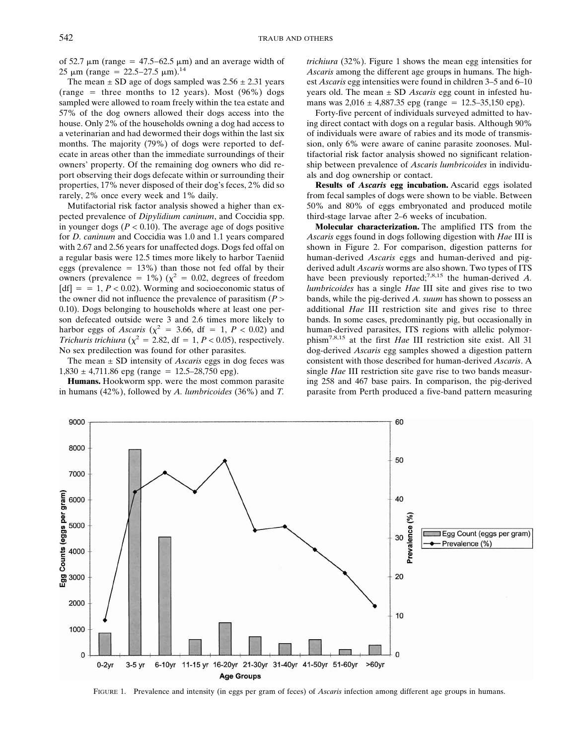of 52.7 μm (range = 47.5–62.5 μm) and an average width of 25 μm (range = 22.5–27.5 μm).[14]

The mean ± SD age of dogs sampled was 2.56 ± 2.31 years (range = three months to 12 years). Most (96%) dogs sampled were allowed to roam freely within the tea estate and 57% of the dog owners allowed their dogs access into the house. Only 2% of the households owning a dog had access to a veterinarian and had dewormed their dogs within the last six months. The majority (79%) of dogs were reported to defecate in areas other than the immediate surroundings of their owners' property. Of the remaining dog owners who did report observing their dogs defecate within or surrounding their properties, 17% never disposed of their dog's feces, 2% did so rarely, 2% once every week and 1% daily.

Mutifactorial risk factor analysis showed a higher than expected prevalence of *Dipylidium caninum*, and Coccidia spp. in younger dogs ($P < 0.10$). The average age of dogs positive for *D. caninum* and Coccidia was 1.0 and 1.1 years compared with 2.67 and 2.56 years for unaffected dogs. Dogs fed offal on a regular basis were 12.5 times more likely to harbor Taeniid eggs (prevalence = 13%) than those not fed offal by their owners (prevalence = 1%) ($\chi^2$ = 0.02, degrees of freedom [df] = = 1, $P < 0.02$). Worming and socioeconomic status of the owner did not influence the prevalence of parasitism ($P > 0.10$). Dogs belonging to households where at least one person defecated outside were 3 and 2.6 times more likely to harbor eggs of *Ascaris* ($\chi^2$ = 3.66, df = 1, $P < 0.02$) and *Trichuris trichiura* ($\chi^2$ = 2.82, df = 1, $P < 0.05$), respectively. No sex predilection was found for other parasites.

The mean ± SD intensity of *Ascaris* eggs in dog feces was 1,830 ± 4,711.86 epg (range = 12.5–28,750 epg).

**Humans.** Hookworm spp. were the most common parasite in humans (42%), followed by *A. lumbricoides* (36%) and *T. trichiura* (32%). Figure 1 shows the mean egg intensities for *Ascaris* among the different age groups in humans. The highest *Ascaris* egg intensities were found in children 3–5 and 6–10 years old. The mean ± SD *Ascaris* egg count in infested humans was 2,016 ± 4,887.35 epg (range = 12.5–35,150 epg).

Forty-five percent of individuals surveyed admitted to having direct contact with dogs on a regular basis. Although 90% of individuals were aware of rabies and its mode of transmission, only 6% were aware of canine parasite zoonoses. Multifactorial risk factor analysis showed no significant relationship between prevalence of *Ascaris lumbricoides* in individuals and dog ownership or contact.

**Results of *Ascaris* egg incubation.** Ascarid eggs isolated from fecal samples of dogs were shown to be viable. Between 50% and 80% of eggs embryonated and produced motile third-stage larvae after 2–6 weeks of incubation.

**Molecular characterization.** The amplified ITS from the *Ascaris* eggs found in dogs following digestion with *Hae* III is shown in Figure 2. For comparison, digestion patterns for human-derived *Ascaris* eggs and human-derived and pig-derived adult *Ascaris* worms are also shown. Two types of ITS have been previously reported;[7,8,15] the human-derived *A. lumbricoides* has a single *Hae* III site and gives rise to two bands, while the pig-derived *A. suum* has shown to possess an additional *Hae* III restriction site and gives rise to three bands. In some cases, predominantly pig, but occasionally in human-derived parasites, ITS regions with allelic polymorphism[7,8,15] at the first *Hae* III restriction site exist. All 31 dog-derived *Ascaris* egg samples showed a digestion pattern consistent with those described for human-derived *Ascaris*. A single *Hae* III restriction site gave rise to two bands measuring 258 and 467 base pairs. In comparison, the pig-derived parasite from Perth produced a five-band pattern measuring

FIGURE 1. Prevalence and intensity (in eggs per gram of feces) of *Ascaris* infection among different age groups in humans.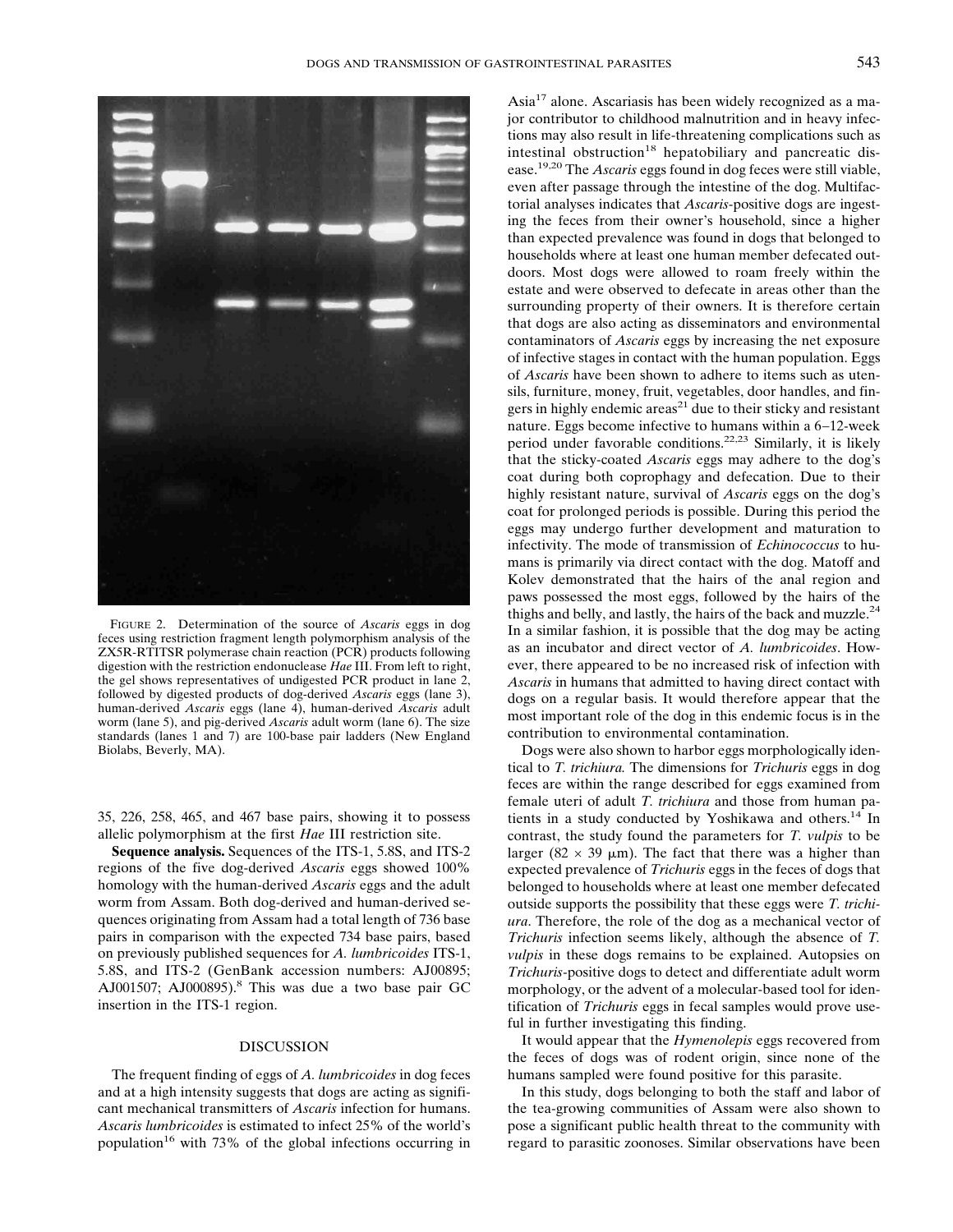FIGURE 2. Determination of the source of *Ascaris* eggs in dog feces using restriction fragment length polymorphism analysis of the ZX5R-RTITSR polymerase chain reaction (PCR) products following digestion with the restriction endonuclease *Hae* III. From left to right, the gel shows representatives of undigested PCR product in lane 2, followed by digested products of dog-derived *Ascaris* eggs (lane 3), human-derived *Ascaris* eggs (lane 4), human-derived *Ascaris* adult worm (lane 5), and pig-derived *Ascaris* adult worm (lane 6). The size standards (lanes 1 and 7) are 100-base pair ladders (New England Biolabs, Beverly, MA).

35, 226, 258, 465, and 467 base pairs, showing it to possess allelic polymorphism at the first *Hae* III restriction site.

**Sequence analysis.** Sequences of the ITS-1, 5.8S, and ITS-2 regions of the five dog-derived *Ascaris* eggs showed 100% homology with the human-derived *Ascaris* eggs and the adult worm from Assam. Both dog-derived and human-derived sequences originating from Assam had a total length of 736 base pairs in comparison with the expected 734 base pairs, based on previously published sequences for *A. lumbricoides* ITS-1, 5.8S, and ITS-2 (GenBank accession numbers: AJ00895; AJ001507; AJ000895).[8] This was due a two base pair GC insertion in the ITS-1 region.

## DISCUSSION

The frequent finding of eggs of *A. lumbricoides* in dog feces and at a high intensity suggests that dogs are acting as significant mechanical transmitters of *Ascaris* infection for humans. *Ascaris lumbricoides* is estimated to infect 25% of the world's population[16] with 73% of the global infections occurring in Asia[17] alone. Ascariasis has been widely recognized as a major contributor to childhood malnutrition and in heavy infections may also result in life-threatening complications such as intestinal obstruction[18] hepatobiliary and pancreatic disease.[19,20] The *Ascaris* eggs found in dog feces were still viable, even after passage through the intestine of the dog. Multifactorial analyses indicates that *Ascaris*-positive dogs are ingesting the feces from their owner's household, since a higher than expected prevalence was found in dogs that belonged to households where at least one human member defecated outdoors. Most dogs were allowed to roam freely within the estate and were observed to defecate in areas other than the surrounding property of their owners. It is therefore certain that dogs are also acting as disseminators and environmental contaminators of *Ascaris* eggs by increasing the net exposure of infective stages in contact with the human population. Eggs of *Ascaris* have been shown to adhere to items such as utensils, furniture, money, fruit, vegetables, door handles, and fingers in highly endemic areas[21] due to their sticky and resistant nature. Eggs become infective to humans within a 6–12-week period under favorable conditions.[22,23] Similarly, it is likely that the sticky-coated *Ascaris* eggs may adhere to the dog's coat during both coprophagy and defecation. Due to their highly resistant nature, survival of *Ascaris* eggs on the dog's coat for prolonged periods is possible. During this period the eggs may undergo further development and maturation to infectivity. The mode of transmission of *Echinococcus* to humans is primarily via direct contact with the dog. Matoff and Kolev demonstrated that the hairs of the anal region and paws possessed the most eggs, followed by the hairs of the thighs and belly, and lastly, the hairs of the back and muzzle.[24] In a similar fashion, it is possible that the dog may be acting as an incubator and direct vector of *A. lumbricoides*. However, there appeared to be no increased risk of infection with *Ascaris* in humans that admitted to having direct contact with dogs on a regular basis. It would therefore appear that the most important role of the dog in this endemic focus is in the contribution to environmental contamination.

Dogs were also shown to harbor eggs morphologically identical to *T. trichiura.* The dimensions for *Trichuris* eggs in dog feces are within the range described for eggs examined from female uteri of adult *T. trichiura* and those from human patients in a study conducted by Yoshikawa and others.[14] In contrast, the study found the parameters for *T. vulpis* to be larger (82 × 39 μm). The fact that there was a higher than expected prevalence of *Trichuris* eggs in the feces of dogs that belonged to households where at least one member defecated outside supports the possibility that these eggs were *T. trichiura*. Therefore, the role of the dog as a mechanical vector of *Trichuris* infection seems likely, although the absence of *T. vulpis* in these dogs remains to be explained. Autopsies on *Trichuris*-positive dogs to detect and differentiate adult worm morphology, or the advent of a molecular-based tool for identification of *Trichuris* eggs in fecal samples would prove useful in further investigating this finding.

It would appear that the *Hymenolepis* eggs recovered from the feces of dogs was of rodent origin, since none of the humans sampled were found positive for this parasite.

In this study, dogs belonging to both the staff and labor of the tea-growing communities of Assam were also shown to pose a significant public health threat to the community with regard to parasitic zoonoses. Similar observations have been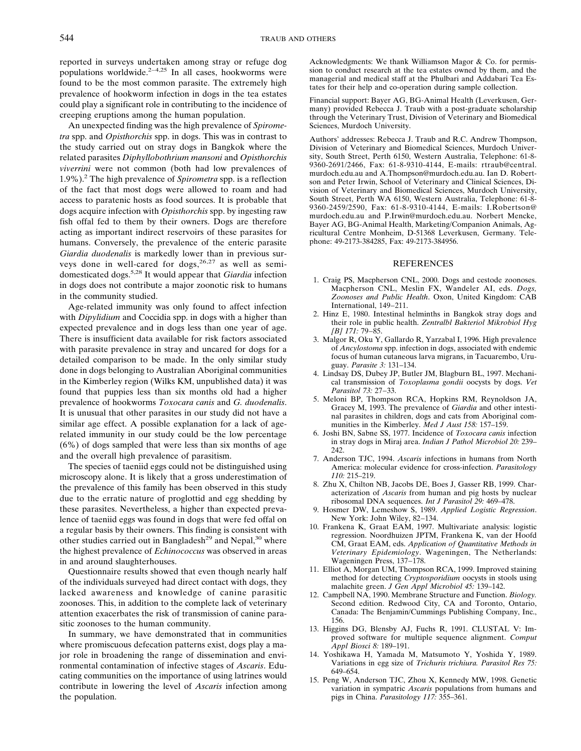reported in surveys undertaken among stray or refuge dog populations worldwide.[2–4,25] In all cases, hookworms were found to be the most common parasite. The extremely high prevalence of hookworm infection in dogs in the tea estates could play a significant role in contributing to the incidence of creeping eruptions among the human population.

An unexpected finding was the high prevalence of *Spirometra* spp. and *Opisthorchis* spp. in dogs. This was in contrast to the study carried out on stray dogs in Bangkok where the related parasites *Diphyllobothrium mansoni* and *Opisthorchis viverrini* were not common (both had low prevalences of 1.9%).[2] The high prevalence of *Spirometra* spp. is a reflection of the fact that most dogs were allowed to roam and had access to paratenic hosts as food sources. It is probable that dogs acquire infection with *Opisthorchis* spp. by ingesting raw fish offal fed to them by their owners. Dogs are therefore acting as important indirect reservoirs of these parasites for humans. Conversely, the prevalence of the enteric parasite *Giardia duodenalis* is markedly lower than in previous surveys done in well-cared for dogs,[26,27] as well as semi-domesticated dogs.[5,28] It would appear that *Giardia* infection in dogs does not contribute a major zoonotic risk to humans in the community studied.

Age-related immunity was only found to affect infection with *Dipylidium* and Coccidia spp. in dogs with a higher than expected prevalence and in dogs less than one year of age. There is insufficient data available for risk factors associated with parasite prevalence in stray and uncared for dogs for a detailed comparison to be made. In the only similar study done in dogs belonging to Australian Aboriginal communities in the Kimberley region (Wilks KM, unpublished data) it was found that puppies less than six months old had a higher prevalence of hookworms *Toxocara canis* and *G. duodenalis*. It is unusual that other parasites in our study did not have a similar age effect. A possible explanation for a lack of age-related immunity in our study could be the low percentage (6%) of dogs sampled that were less than six months of age and the overall high prevalence of parasitism.

The species of taeniid eggs could not be distinguished using microscopy alone. It is likely that a gross underestimation of the prevalence of this family has been observed in this study due to the erratic nature of proglottid and egg shedding by these parasites. Nevertheless, a higher than expected prevalence of taeniid eggs was found in dogs that were fed offal on a regular basis by their owners. This finding is consistent with other studies carried out in Bangladesh[29] and Nepal,[30] where the highest prevalence of *Echinococcus* was observed in areas in and around slaughterhouses.

Questionnaire results showed that even though nearly half of the individuals surveyed had direct contact with dogs, they lacked awareness and knowledge of canine parasitic zoonoses. This, in addition to the complete lack of veterinary attention exacerbates the risk of transmission of canine parasitic zoonoses to the human community.

In summary, we have demonstrated that in communities where promiscuous defecation patterns exist, dogs play a major role in broadening the range of dissemination and environmental contamination of infective stages of *Ascaris*. Educating communities on the importance of using latrines would contribute in lowering the level of *Ascaris* infection among the population.

Acknowledgments: We thank Williamson Magor & Co. for permission to conduct research at the tea estates owned by them, and the managerial and medical staff at the Phulbari and Addabari Tea Estates for their help and co-operation during sample collection.

Financial support: Bayer AG, BG-Animal Health (Leverkusen, Germany) provided Rebecca J. Traub with a post-graduate scholarship through the Veterinary Trust, Division of Veterinary and Biomedical Sciences, Murdoch University.

Authors' addresses: Rebecca J. Traub and R.C. Andrew Thompson, Division of Veterinary and Biomedical Sciences, Murdoch University, South Street, Perth 6150, Western Australia, Telephone: 61-8-9360-2691/2466, Fax: 61-8-9310-4144, E-mails: rtraub@central.murdoch.edu.au and A.Thompson@murdoch.edu.au. Ian D. Robertson and Peter Irwin, School of Veterinary and Clinical Sciences, Division of Veterinary and Biomedical Sciences, Murdoch University, South Street, Perth WA 6150, Western Australia, Telephone: 61-8-9360-2459/2590, Fax: 61-8-9310-4144, E-mails: I.Robertson@murdoch.edu.au and P.Irwin@murdoch.edu.au. Norbert Mencke, Bayer AG, BG-Animal Health, Marketing/Companion Animals, Agricultural Centre Monheim, D-51368 Leverkusen, Germany. Telephone: 49-2173-384285, Fax: 49-2173-384956.

## REFERENCES

1. Craig PS, Macpherson CNL, 2000. Dogs and cestode zoonoses. Macpherson CNL, Meslin FX, Wandeler AI, eds. *Dogs, Zoonoses and Public Health*. Oxon, United Kingdom: CAB International, 149–211.
2. Hinz E, 1980. Intestinal helminths in Bangkok stray dogs and their role in public health. *Zentralbl Bakteriol Mikrobiol Hyg [B] 171:* 79–85.
3. Malgor R, Oku Y, Gallardo R, Yarzabal I, 1996. High prevalence of *Ancylostoma* spp. infection in dogs, associated with endemic focus of human cutaneous larva migrans, in Tacuarembo, Uruguay. *Parasite 3:* 131–134.
4. Lindsay DS, Dubey JP, Butler JM, Blagburn BL, 1997. Mechanical transmission of *Toxoplasma gondii* oocysts by dogs. *Vet Parasitol 73:* 27–33.
5. Meloni BP, Thompson RCA, Hopkins RM, Reynoldson JA, Gracey M, 1993. The prevalence of *Giardia* and other intestinal parasites in children, dogs and cats from Aboriginal communities in the Kimberley. *Med J Aust 158:* 157–159.
6. Joshi BN, Sabne SS, 1977. Incidence of *Toxocara canis* infection in stray dogs in Miraj area. *Indian J Pathol Microbiol 20:* 239–242.
7. Anderson TJC, 1994. *Ascaris* infections in humans from North America: molecular evidence for cross-infection. *Parasitology 110:* 215–219.
8. Zhu X, Chilton NB, Jacobs DE, Boes J, Gasser RB, 1999. Characterization of *Ascaris* from human and pig hosts by nuclear ribosomal DNA sequences. *Int J Parasitol 29:* 469–478.
9. Hosmer DW, Lemeshow S, 1989. *Applied Logistic Regression*. New York: John Wiley, 82–134.
10. Frankena K, Graat EAM, 1997. Multivariate analysis: logistic regression. Noordhuizen JPTM, Frankena K, van der Hoofd CM, Graat EAM, eds. *Application of Quantitative Methods in Veterinary Epidemiology*. Wageningen, The Netherlands: Wageningen Press, 137–178.
11. Elliot A, Morgan UM, Thompson RCA, 1999. Improved staining method for detecting *Cryptosporidium* oocysts in stools using malachite green. *J Gen Appl Microbiol 45:* 139–142.
12. Campbell NA, 1990. Membrane Structure and Function. *Biology.* Second edition. Redwood City, CA and Toronto, Ontario, Canada: The Benjamin/Cummings Publishing Company, Inc., 156.
13. Higgins DG, Blensby AJ, Fuchs R, 1991. CLUSTAL V: Improved software for multiple sequence alignment. *Comput Appl Biosci 8:* 189–191.
14. Yoshikawa H, Yamada M, Matsumoto Y, Yoshida Y, 1989. Variations in egg size of *Trichuris trichiura. Parasitol Res 75:* 649–654.
15. Peng W, Anderson TJC, Zhou X, Kennedy MW, 1998. Genetic variation in sympatric *Ascaris* populations from humans and pigs in China. *Parasitology 117:* 355–361.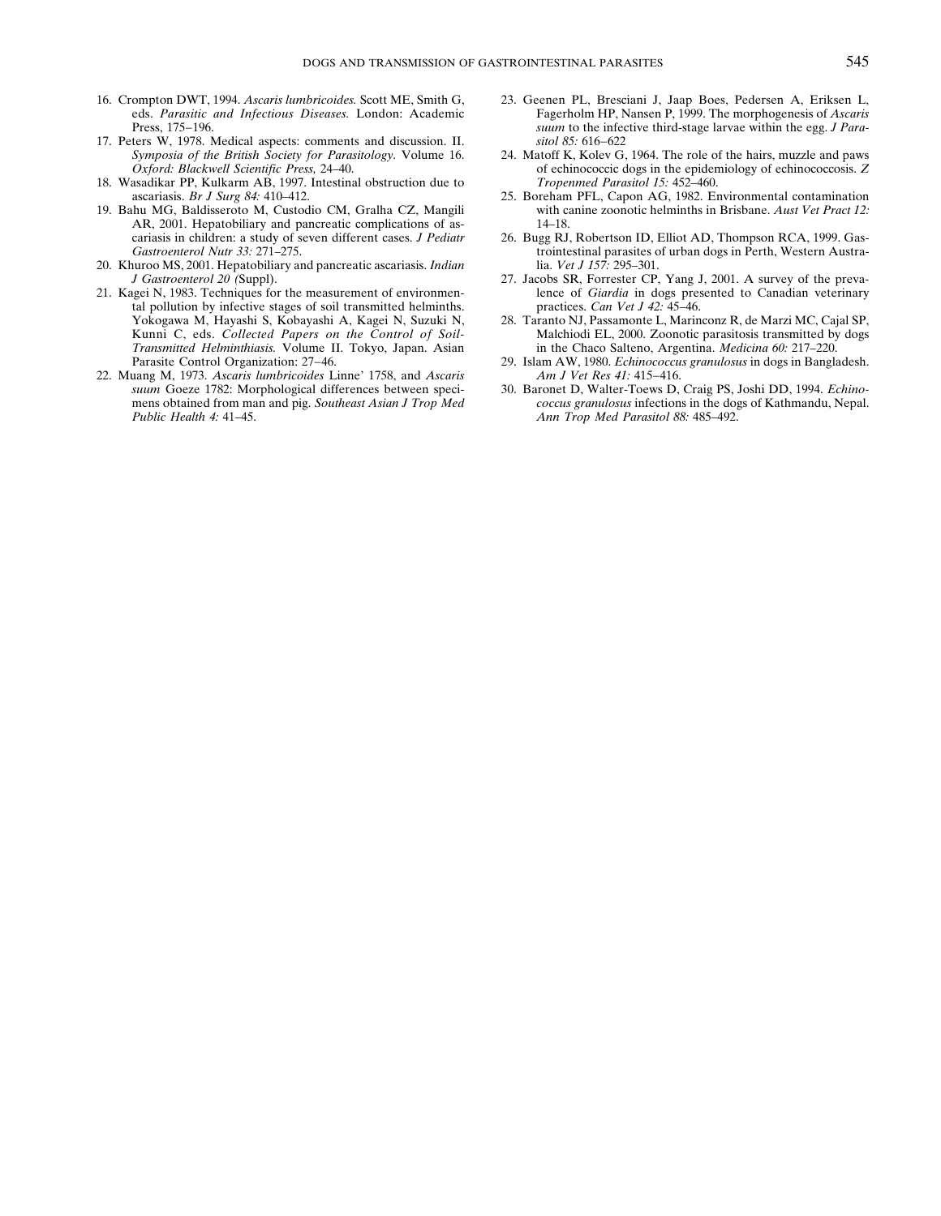16. Crompton DWT, 1994. *Ascaris lumbricoides.* Scott ME, Smith G, eds. *Parasitic and Infectious Diseases.* London: Academic Press, 175–196.
17. Peters W, 1978. Medical aspects: comments and discussion. II. *Symposia of the British Society for Parasitology.* Volume 16. *Oxford: Blackwell Scientific Press,* 24–40.
18. Wasadikar PP, Kulkarm AB, 1997. Intestinal obstruction due to ascariasis. *Br J Surg 84:* 410–412.
19. Bahu MG, Baldisseroto M, Custodio CM, Gralha CZ, Mangili AR, 2001. Hepatobiliary and pancreatic complications of ascariasis in children: a study of seven different cases. *J Pediatr Gastroenterol Nutr 33:* 271–275.
20. Khuroo MS, 2001. Hepatobiliary and pancreatic ascariasis. *Indian J Gastroenterol 20 (*Suppl).
21. Kagei N, 1983. Techniques for the measurement of environmental pollution by infective stages of soil transmitted helminths. Yokogawa M, Hayashi S, Kobayashi A, Kagei N, Suzuki N, Kunni C, eds. *Collected Papers on the Control of Soil-Transmitted Helminthiasis.* Volume II. Tokyo, Japan. Asian Parasite Control Organization: 27–46.
22. Muang M, 1973. *Ascaris lumbricoides* Linne' 1758, and *Ascaris suum* Goeze 1782: Morphological differences between specimens obtained from man and pig. *Southeast Asian J Trop Med Public Health 4:* 41–45.
23. Geenen PL, Bresciani J, Jaap Boes, Pedersen A, Eriksen L, Fagerholm HP, Nansen P, 1999. The morphogenesis of *Ascaris suum* to the infective third-stage larvae within the egg. *J Parasitol 85:* 616–622
24. Matoff K, Kolev G, 1964. The role of the hairs, muzzle and paws of echinococcic dogs in the epidemiology of echinococcosis. *Z Tropenmed Parasitol 15:* 452–460.
25. Boreham PFL, Capon AG, 1982. Environmental contamination with canine zoonotic helminths in Brisbane. *Aust Vet Pract 12:* 14–18.
26. Bugg RJ, Robertson ID, Elliot AD, Thompson RCA, 1999. Gastrointestinal parasites of urban dogs in Perth, Western Australia. *Vet J 157:* 295–301.
27. Jacobs SR, Forrester CP, Yang J, 2001. A survey of the prevalence of *Giardia* in dogs presented to Canadian veterinary practices. *Can Vet J 42:* 45–46.
28. Taranto NJ, Passamonte L, Marinconz R, de Marzi MC, Cajal SP, Malchiodi EL, 2000. Zoonotic parasitosis transmitted by dogs in the Chaco Salteno, Argentina. *Medicina 60:* 217–220.
29. Islam AW, 1980. *Echinococcus granulosus* in dogs in Bangladesh. *Am J Vet Res 41:* 415–416.
30. Baronet D, Walter-Toews D, Craig PS, Joshi DD, 1994. *Echinococcus granulosus* infections in the dogs of Kathmandu, Nepal. *Ann Trop Med Parasitol 88:* 485–492.